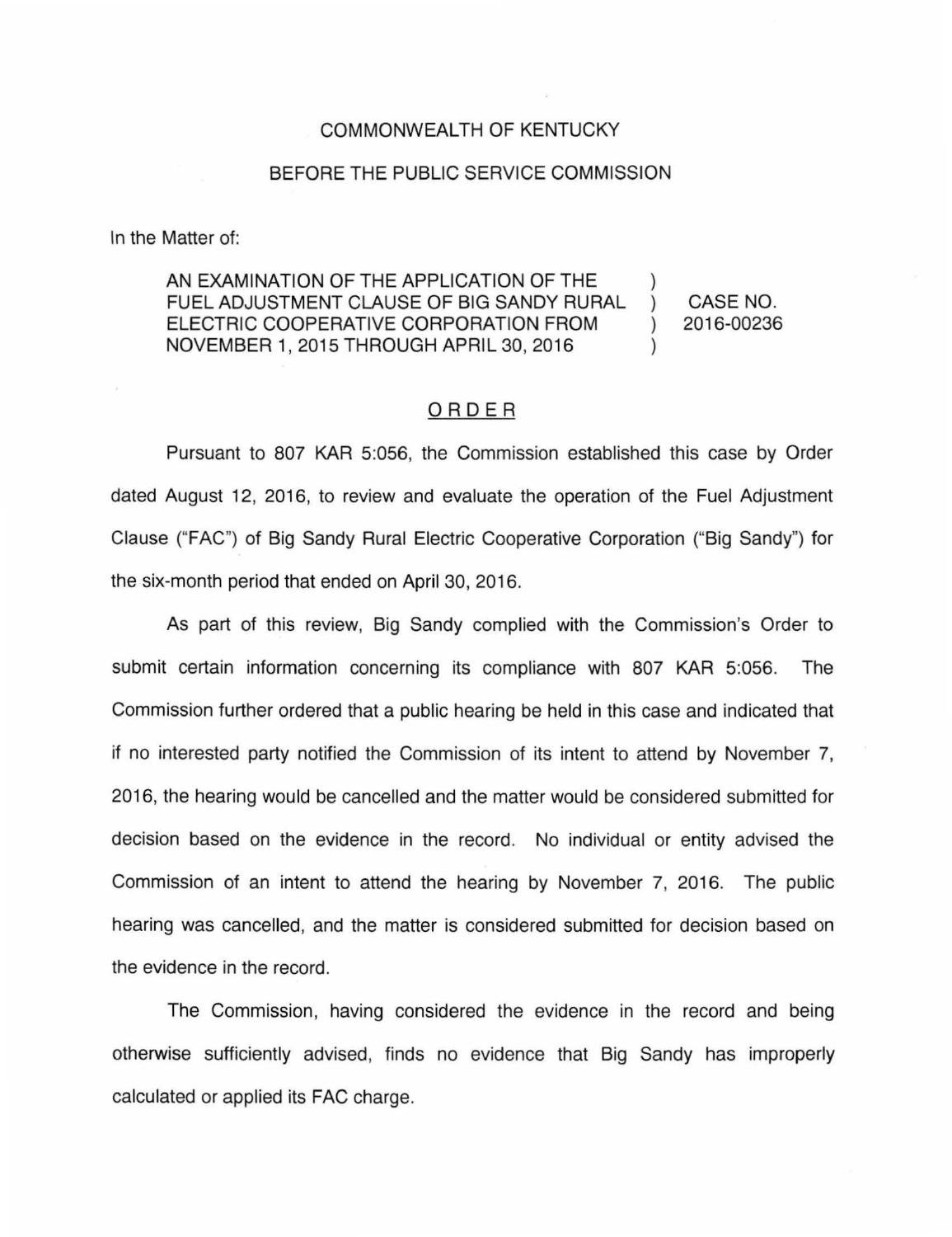COMMONWEALTH OF KENTUCKY

BEFORE THE PUBLIC SERVICE COMMISSION

In the Matter of:

| | | |
|---|---|---|
| AN EXAMINATION OF THE APPLICATION OF THE FUEL ADJUSTMENT CLAUSE OF BIG SANDY RURAL ELECTRIC COOPERATIVE CORPORATION FROM NOVEMBER 1, 2015 THROUGH APRIL 30, 2016 | ) ) ) ) | CASE NO. 2016-00236 |

## ORDER

Pursuant to 807 KAR 5:056, the Commission established this case by Order dated August 12, 2016, to review and evaluate the operation of the Fuel Adjustment Clause ("FAC") of Big Sandy Rural Electric Cooperative Corporation ("Big Sandy") for the six-month period that ended on April 30, 2016.

As part of this review, Big Sandy complied with the Commission's Order to submit certain information concerning its compliance with 807 KAR 5:056. The Commission further ordered that a public hearing be held in this case and indicated that if no interested party notified the Commission of its intent to attend by November 7, 2016, the hearing would be cancelled and the matter would be considered submitted for decision based on the evidence in the record. No individual or entity advised the Commission of an intent to attend the hearing by November 7, 2016. The public hearing was cancelled, and the matter is considered submitted for decision based on the evidence in the record.

The Commission, having considered the evidence in the record and being otherwise sufficiently advised, finds no evidence that Big Sandy has improperly calculated or applied its FAC charge.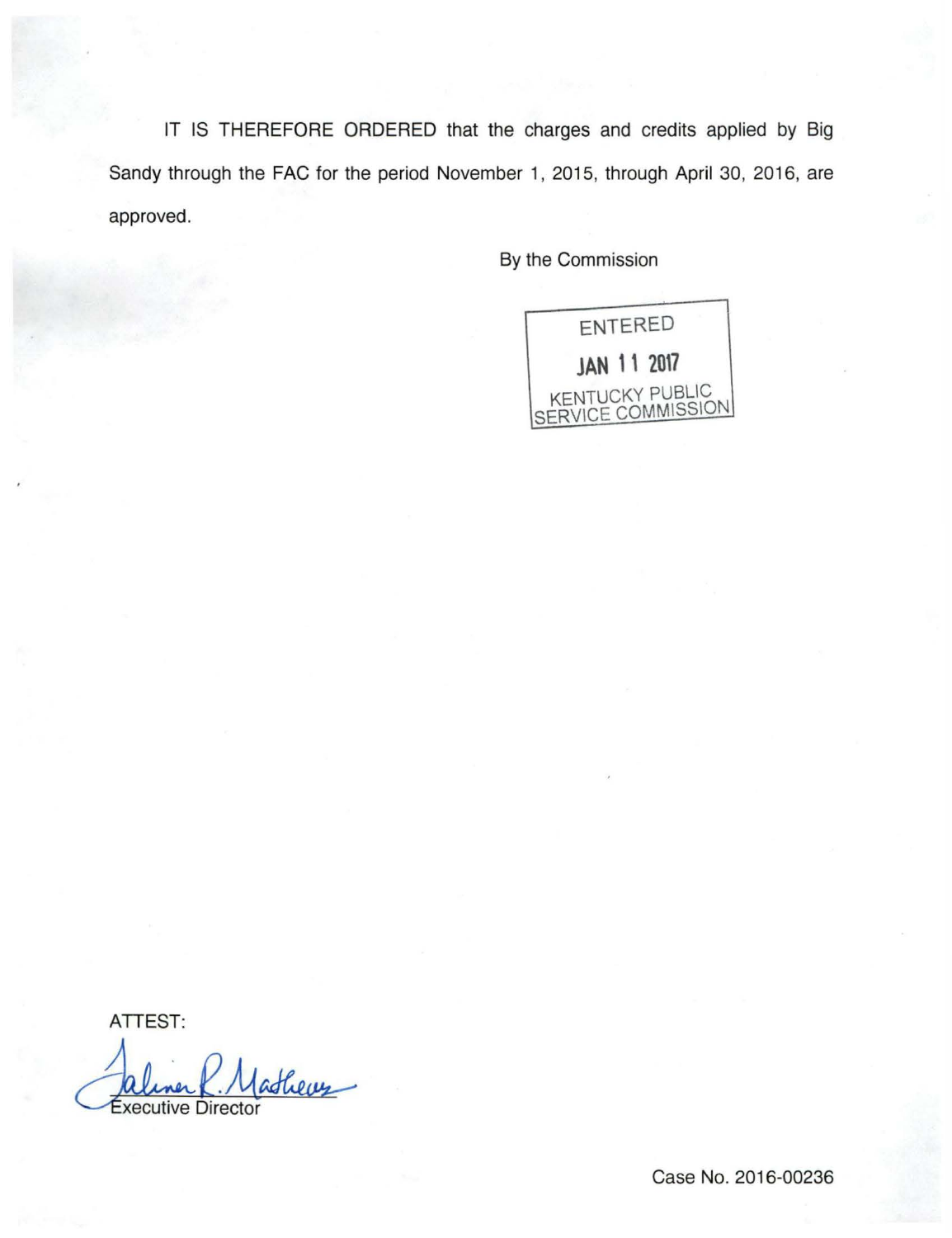IT IS THEREFORE ORDERED that the charges and credits applied by Big Sandy through the FAC for the period November 1, 2015, through April 30, 2016, are approved.

By the Commission

ENTERED
JAN 11 2017
KENTUCKY PUBLIC SERVICE COMMISSION

ATTEST:

Executive Director

Case No. 2016-00236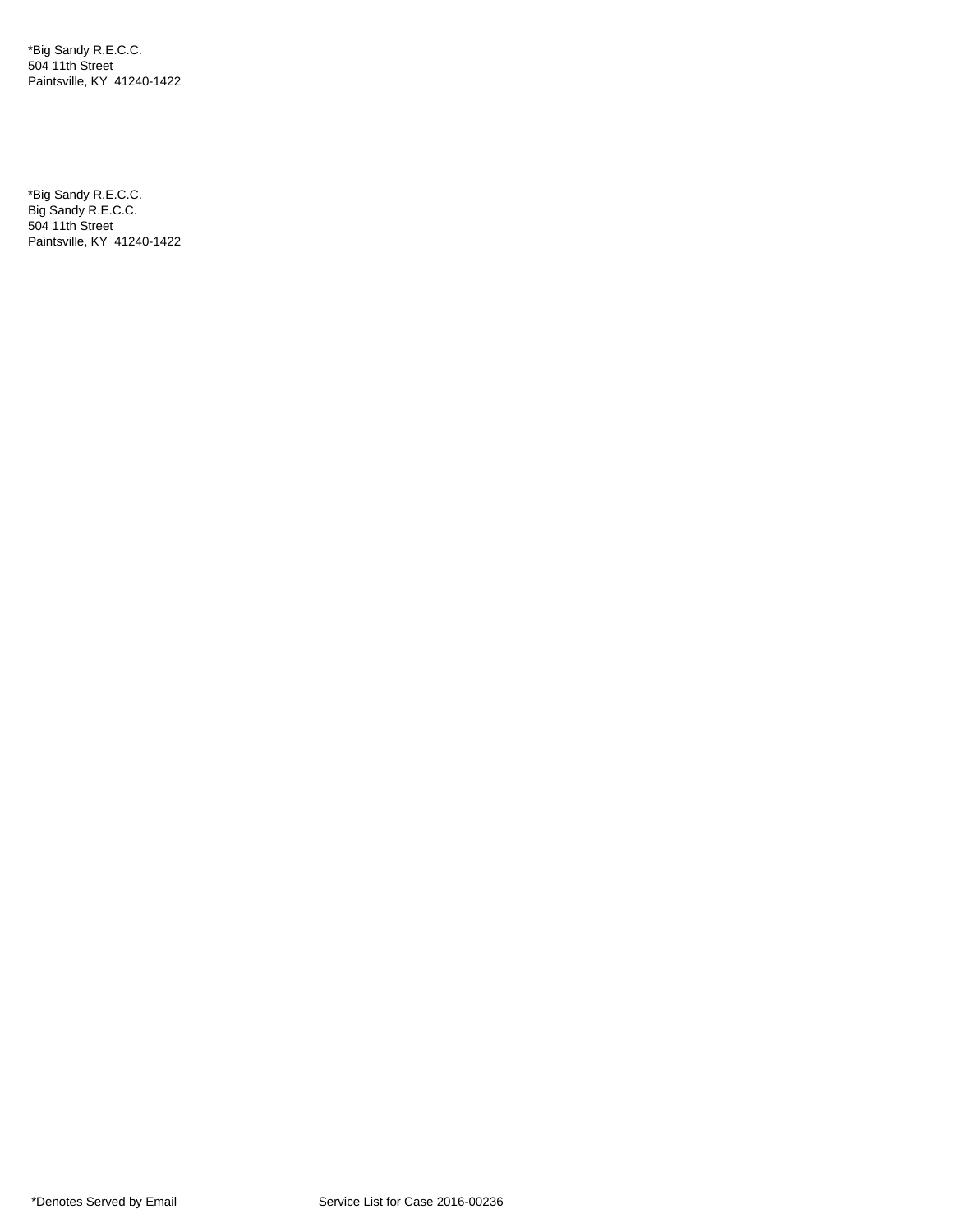*Big Sandy R.E.C.C.
504 11th Street
Paintsville, KY  41240-1422

*Big Sandy R.E.C.C.
Big Sandy R.E.C.C.
504 11th Street
Paintsville, KY  41240-1422

*Denotes Served by Email

Service List for Case 2016-00236